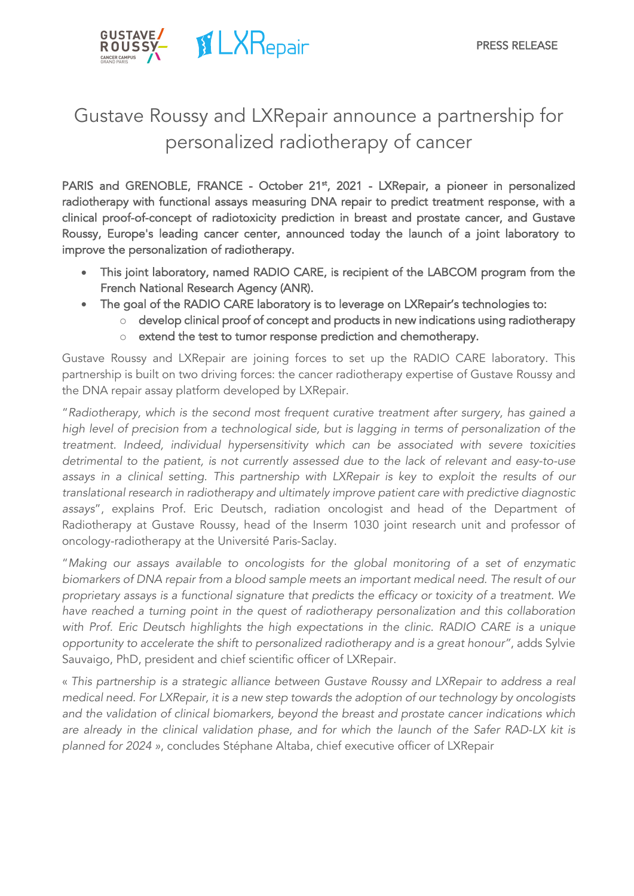PRESS RELEASE

# Gustave Roussy and LXRepair announce a partnership for personalized radiotherapy of cancer

PARIS and GRENOBLE, FRANCE - October 21st, 2021 - LXRepair, a pioneer in personalized radiotherapy with functional assays measuring DNA repair to predict treatment response, with a clinical proof-of-concept of radiotoxicity prediction in breast and prostate cancer, and Gustave Roussy, Europe's leading cancer center, announced today the launch of a joint laboratory to improve the personalization of radiotherapy.

- This joint laboratory, named RADIO CARE, is recipient of the LABCOM program from the French National Research Agency (ANR).
- The goal of the RADIO CARE laboratory is to leverage on LXRepair's technologies to:
  - develop clinical proof of concept and products in new indications using radiotherapy
  - extend the test to tumor response prediction and chemotherapy.

Gustave Roussy and LXRepair are joining forces to set up the RADIO CARE laboratory. This partnership is built on two driving forces: the cancer radiotherapy expertise of Gustave Roussy and the DNA repair assay platform developed by LXRepair.

"*Radiotherapy, which is the second most frequent curative treatment after surgery, has gained a high level of precision from a technological side, but is lagging in terms of personalization of the treatment. Indeed, individual hypersensitivity which can be associated with severe toxicities detrimental to the patient, is not currently assessed due to the lack of relevant and easy-to-use assays in a clinical setting. This partnership with LXRepair is key to exploit the results of our translational research in radiotherapy and ultimately improve patient care with predictive diagnostic assays*", explains Prof. Eric Deutsch, radiation oncologist and head of the Department of Radiotherapy at Gustave Roussy, head of the Inserm 1030 joint research unit and professor of oncology-radiotherapy at the Université Paris-Saclay.

"*Making our assays available to oncologists for the global monitoring of a set of enzymatic biomarkers of DNA repair from a blood sample meets an important medical need. The result of our proprietary assays is a functional signature that predicts the efficacy or toxicity of a treatment. We have reached a turning point in the quest of radiotherapy personalization and this collaboration with Prof. Eric Deutsch highlights the high expectations in the clinic. RADIO CARE is a unique opportunity to accelerate the shift to personalized radiotherapy and is a great honour*", adds Sylvie Sauvaigo, PhD, president and chief scientific officer of LXRepair.

« *This partnership is a strategic alliance between Gustave Roussy and LXRepair to address a real medical need. For LXRepair, it is a new step towards the adoption of our technology by oncologists and the validation of clinical biomarkers, beyond the breast and prostate cancer indications which are already in the clinical validation phase, and for which the launch of the Safer RAD-LX kit is planned for 2024* », concludes Stéphane Altaba, chief executive officer of LXRepair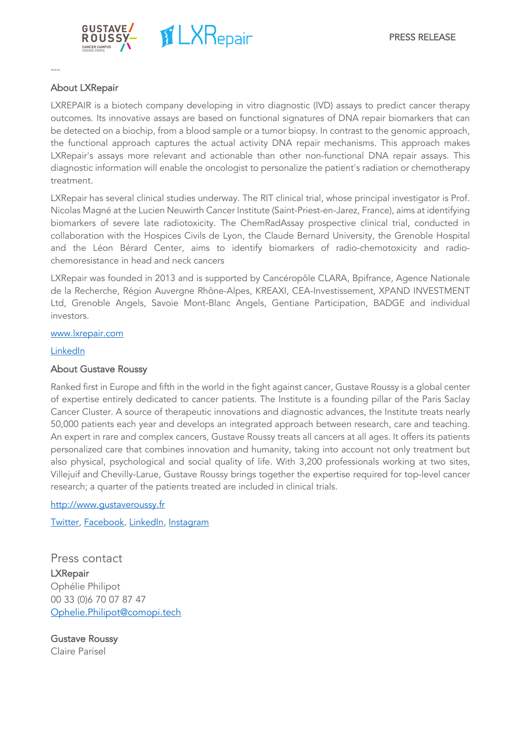---

## About LXRepair

LXREPAIR is a biotech company developing in vitro diagnostic (IVD) assays to predict cancer therapy outcomes. Its innovative assays are based on functional signatures of DNA repair biomarkers that can be detected on a biochip, from a blood sample or a tumor biopsy. In contrast to the genomic approach, the functional approach captures the actual activity DNA repair mechanisms. This approach makes LXRepair's assays more relevant and actionable than other non-functional DNA repair assays. This diagnostic information will enable the oncologist to personalize the patient's radiation or chemotherapy treatment.

LXRepair has several clinical studies underway. The RIT clinical trial, whose principal investigator is Prof. Nicolas Magné at the Lucien Neuwirth Cancer Institute (Saint-Priest-en-Jarez, France), aims at identifying biomarkers of severe late radiotoxicity. The ChemRadAssay prospective clinical trial, conducted in collaboration with the Hospices Civils de Lyon, the Claude Bernard University, the Grenoble Hospital and the Léon Bérard Center, aims to identify biomarkers of radio-chemotoxicity and radio-chemoresistance in head and neck cancers

LXRepair was founded in 2013 and is supported by Cancéropôle CLARA, Bpifrance, Agence Nationale de la Recherche, Région Auvergne Rhône-Alpes, KREAXI, CEA-Investissement, XPAND INVESTMENT Ltd, Grenoble Angels, Savoie Mont-Blanc Angels, Gentiane Participation, BADGE and individual investors.

[www.lxrepair.com](www.lxrepair.com)

LinkedIn

## About Gustave Roussy

Ranked first in Europe and fifth in the world in the fight against cancer, Gustave Roussy is a global center of expertise entirely dedicated to cancer patients. The Institute is a founding pillar of the Paris Saclay Cancer Cluster. A source of therapeutic innovations and diagnostic advances, the Institute treats nearly 50,000 patients each year and develops an integrated approach between research, care and teaching. An expert in rare and complex cancers, Gustave Roussy treats all cancers at all ages. It offers its patients personalized care that combines innovation and humanity, taking into account not only treatment but also physical, psychological and social quality of life. With 3,200 professionals working at two sites, Villejuif and Chevilly-Larue, Gustave Roussy brings together the expertise required for top-level cancer research; a quarter of the patients treated are included in clinical trials.

[http://www.gustaveroussy.fr](http://www.gustaveroussy.fr)

Twitter, Facebook, LinkedIn, Instagram

## Press contact

**LXRepair**
Ophélie Philipot
00 33 (0)6 70 07 87 47
Ophelie.Philipot@comopi.tech

**Gustave Roussy**
Claire Parisel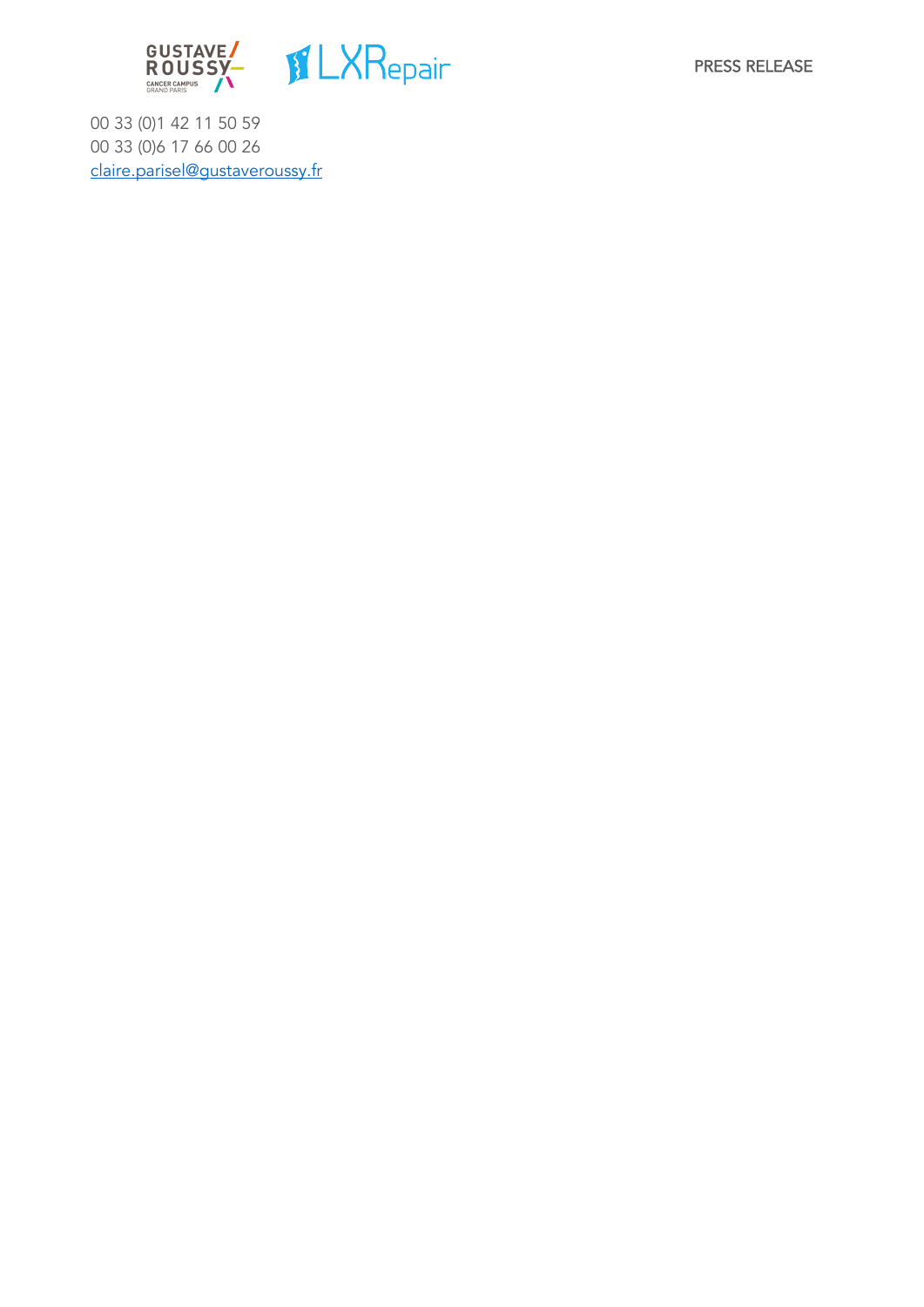00 33 (0)1 42 11 50 59
00 33 (0)6 17 66 00 26
[claire.parisel@gustaveroussy.fr](mailto:claire.parisel@gustaveroussy.fr)